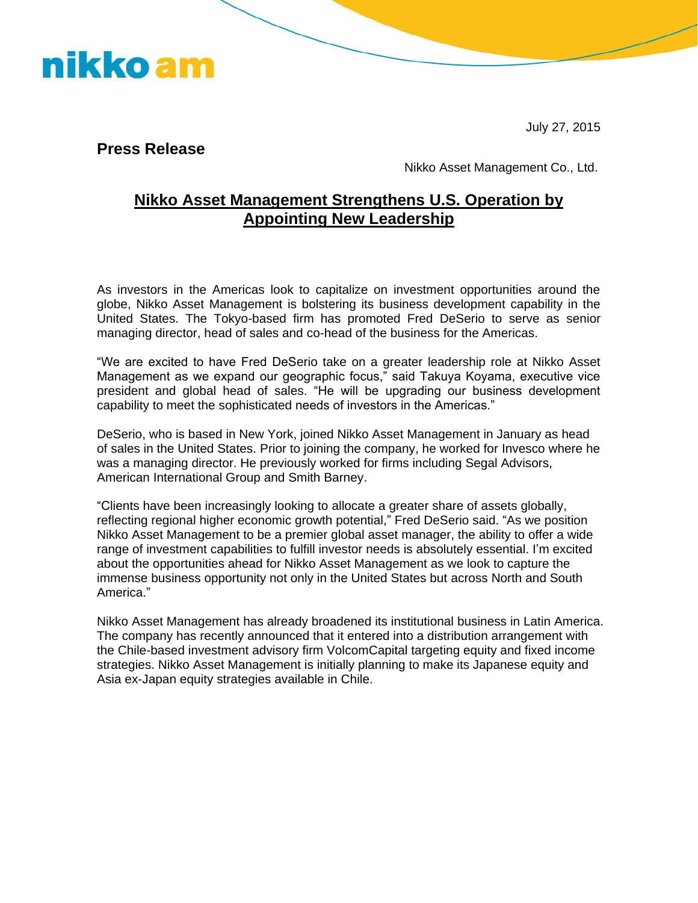nikko am

July 27, 2015

**Press Release**

Nikko Asset Management Co., Ltd.

# Nikko Asset Management Strengthens U.S. Operation by Appointing New Leadership

As investors in the Americas look to capitalize on investment opportunities around the globe, Nikko Asset Management is bolstering its business development capability in the United States. The Tokyo-based firm has promoted Fred DeSerio to serve as senior managing director, head of sales and co-head of the business for the Americas.

"We are excited to have Fred DeSerio take on a greater leadership role at Nikko Asset Management as we expand our geographic focus," said Takuya Koyama, executive vice president and global head of sales. "He will be upgrading our business development capability to meet the sophisticated needs of investors in the Americas."

DeSerio, who is based in New York, joined Nikko Asset Management in January as head of sales in the United States. Prior to joining the company, he worked for Invesco where he was a managing director. He previously worked for firms including Segal Advisors, American International Group and Smith Barney.

"Clients have been increasingly looking to allocate a greater share of assets globally, reflecting regional higher economic growth potential," Fred DeSerio said. "As we position Nikko Asset Management to be a premier global asset manager, the ability to offer a wide range of investment capabilities to fulfill investor needs is absolutely essential. I'm excited about the opportunities ahead for Nikko Asset Management as we look to capture the immense business opportunity not only in the United States but across North and South America."

Nikko Asset Management has already broadened its institutional business in Latin America. The company has recently announced that it entered into a distribution arrangement with the Chile-based investment advisory firm VolcomCapital targeting equity and fixed income strategies. Nikko Asset Management is initially planning to make its Japanese equity and Asia ex-Japan equity strategies available in Chile.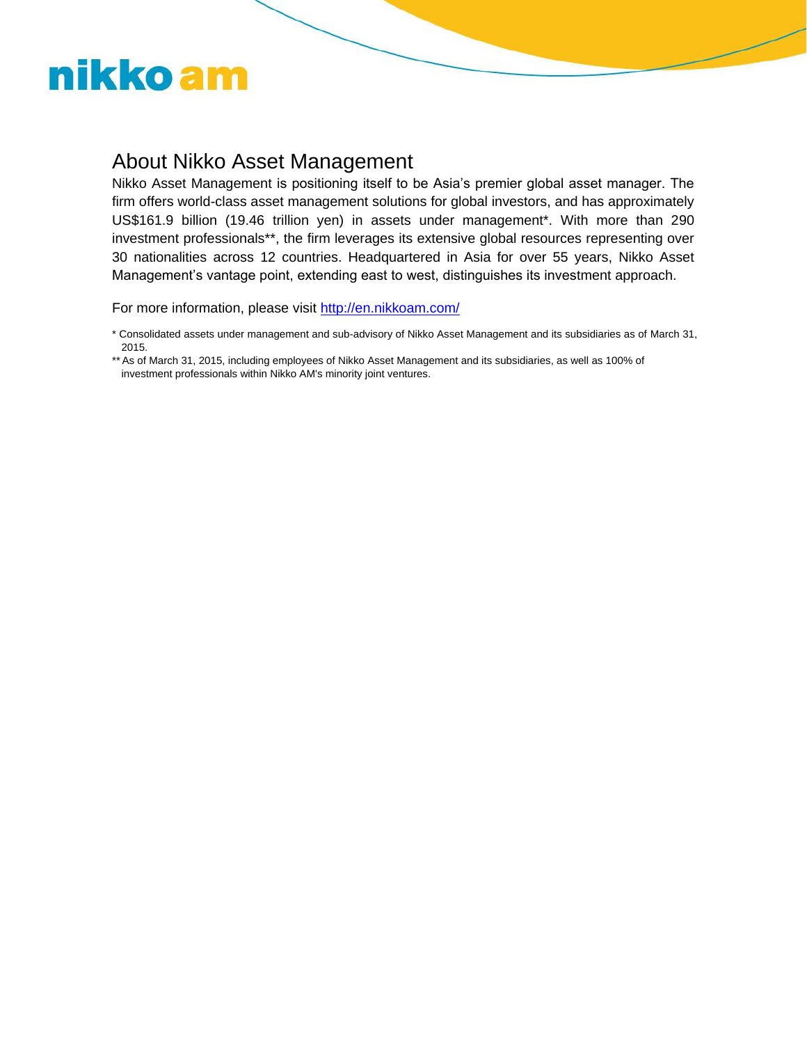## About Nikko Asset Management

Nikko Asset Management is positioning itself to be Asia's premier global asset manager. The firm offers world-class asset management solutions for global investors, and has approximately US$161.9 billion (19.46 trillion yen) in assets under management*. With more than 290 investment professionals**, the firm leverages its extensive global resources representing over 30 nationalities across 12 countries. Headquartered in Asia for over 55 years, Nikko Asset Management's vantage point, extending east to west, distinguishes its investment approach.

For more information, please visit [http://en.nikkoam.com/](http://en.nikkoam.com/)

* Consolidated assets under management and sub-advisory of Nikko Asset Management and its subsidiaries as of March 31, 2015.

** As of March 31, 2015, including employees of Nikko Asset Management and its subsidiaries, as well as 100% of investment professionals within Nikko AM's minority joint ventures.